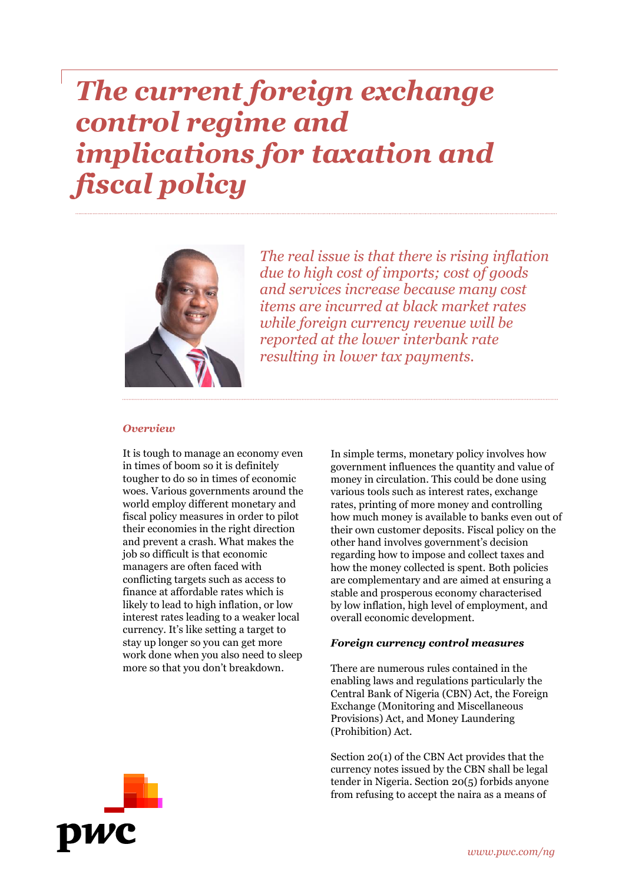# *The current foreign exchange control regime and implications for taxation and fiscal policy*

*The real issue is that there is rising inflation due to high cost of imports; cost of goods and services increase because many cost items are incurred at black market rates while foreign currency revenue will be reported at the lower interbank rate resulting in lower tax payments.*

### *Overview*

It is tough to manage an economy even in times of boom so it is definitely tougher to do so in times of economic woes. Various governments around the world employ different monetary and fiscal policy measures in order to pilot their economies in the right direction and prevent a crash. What makes the job so difficult is that economic managers are often faced with conflicting targets such as access to finance at affordable rates which is likely to lead to high inflation, or low interest rates leading to a weaker local currency. It's like setting a target to stay up longer so you can get more work done when you also need to sleep more so that you don't breakdown.

In simple terms, monetary policy involves how government influences the quantity and value of money in circulation. This could be done using various tools such as interest rates, exchange rates, printing of more money and controlling how much money is available to banks even out of their own customer deposits. Fiscal policy on the other hand involves government's decision regarding how to impose and collect taxes and how the money collected is spent. Both policies are complementary and are aimed at ensuring a stable and prosperous economy characterised by low inflation, high level of employment, and overall economic development.

### *Foreign currency control measures*

There are numerous rules contained in the enabling laws and regulations particularly the Central Bank of Nigeria (CBN) Act, the Foreign Exchange (Monitoring and Miscellaneous Provisions) Act, and Money Laundering (Prohibition) Act.

Section 20(1) of the CBN Act provides that the currency notes issued by the CBN shall be legal tender in Nigeria. Section 20(5) forbids anyone from refusing to accept the naira as a means of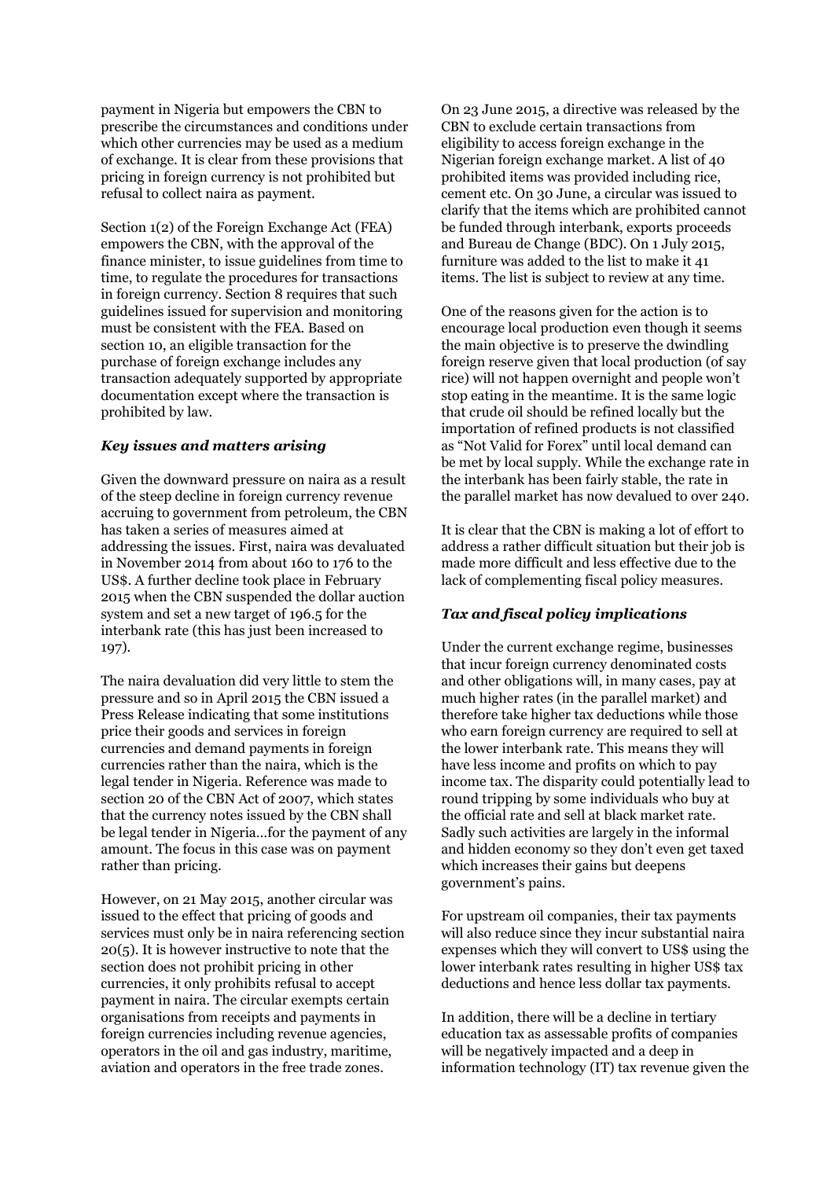payment in Nigeria but empowers the CBN to prescribe the circumstances and conditions under which other currencies may be used as a medium of exchange. It is clear from these provisions that pricing in foreign currency is not prohibited but refusal to collect naira as payment.

Section 1(2) of the Foreign Exchange Act (FEA) empowers the CBN, with the approval of the finance minister, to issue guidelines from time to time, to regulate the procedures for transactions in foreign currency. Section 8 requires that such guidelines issued for supervision and monitoring must be consistent with the FEA. Based on section 10, an eligible transaction for the purchase of foreign exchange includes any transaction adequately supported by appropriate documentation except where the transaction is prohibited by law.

### *Key issues and matters arising*

Given the downward pressure on naira as a result of the steep decline in foreign currency revenue accruing to government from petroleum, the CBN has taken a series of measures aimed at addressing the issues. First, naira was devaluated in November 2014 from about 160 to 176 to the US$. A further decline took place in February 2015 when the CBN suspended the dollar auction system and set a new target of 196.5 for the interbank rate (this has just been increased to 197).

The naira devaluation did very little to stem the pressure and so in April 2015 the CBN issued a Press Release indicating that some institutions price their goods and services in foreign currencies and demand payments in foreign currencies rather than the naira, which is the legal tender in Nigeria. Reference was made to section 20 of the CBN Act of 2007, which states that the currency notes issued by the CBN shall be legal tender in Nigeria…for the payment of any amount. The focus in this case was on payment rather than pricing.

However, on 21 May 2015, another circular was issued to the effect that pricing of goods and services must only be in naira referencing section 20(5). It is however instructive to note that the section does not prohibit pricing in other currencies, it only prohibits refusal to accept payment in naira. The circular exempts certain organisations from receipts and payments in foreign currencies including revenue agencies, operators in the oil and gas industry, maritime, aviation and operators in the free trade zones.

On 23 June 2015, a directive was released by the CBN to exclude certain transactions from eligibility to access foreign exchange in the Nigerian foreign exchange market. A list of 40 prohibited items was provided including rice, cement etc. On 30 June, a circular was issued to clarify that the items which are prohibited cannot be funded through interbank, exports proceeds and Bureau de Change (BDC). On 1 July 2015, furniture was added to the list to make it 41 items. The list is subject to review at any time.

One of the reasons given for the action is to encourage local production even though it seems the main objective is to preserve the dwindling foreign reserve given that local production (of say rice) will not happen overnight and people won't stop eating in the meantime. It is the same logic that crude oil should be refined locally but the importation of refined products is not classified as "Not Valid for Forex" until local demand can be met by local supply. While the exchange rate in the interbank has been fairly stable, the rate in the parallel market has now devalued to over 240.

It is clear that the CBN is making a lot of effort to address a rather difficult situation but their job is made more difficult and less effective due to the lack of complementing fiscal policy measures.

### *Tax and fiscal policy implications*

Under the current exchange regime, businesses that incur foreign currency denominated costs and other obligations will, in many cases, pay at much higher rates (in the parallel market) and therefore take higher tax deductions while those who earn foreign currency are required to sell at the lower interbank rate. This means they will have less income and profits on which to pay income tax. The disparity could potentially lead to round tripping by some individuals who buy at the official rate and sell at black market rate. Sadly such activities are largely in the informal and hidden economy so they don't even get taxed which increases their gains but deepens government's pains.

For upstream oil companies, their tax payments will also reduce since they incur substantial naira expenses which they will convert to US$ using the lower interbank rates resulting in higher US$ tax deductions and hence less dollar tax payments.

In addition, there will be a decline in tertiary education tax as assessable profits of companies will be negatively impacted and a deep in information technology (IT) tax revenue given the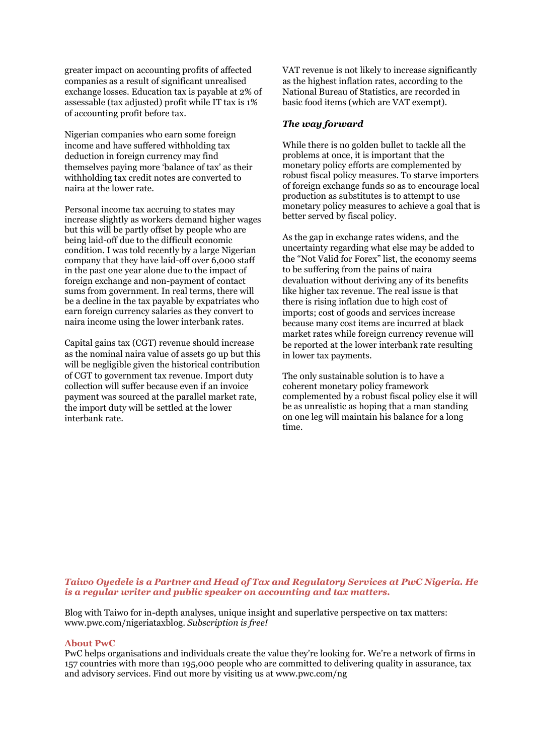greater impact on accounting profits of affected companies as a result of significant unrealised exchange losses. Education tax is payable at 2% of assessable (tax adjusted) profit while IT tax is 1% of accounting profit before tax.

Nigerian companies who earn some foreign income and have suffered withholding tax deduction in foreign currency may find themselves paying more 'balance of tax' as their withholding tax credit notes are converted to naira at the lower rate.

Personal income tax accruing to states may increase slightly as workers demand higher wages but this will be partly offset by people who are being laid-off due to the difficult economic condition. I was told recently by a large Nigerian company that they have laid-off over 6,000 staff in the past one year alone due to the impact of foreign exchange and non-payment of contact sums from government. In real terms, there will be a decline in the tax payable by expatriates who earn foreign currency salaries as they convert to naira income using the lower interbank rates.

Capital gains tax (CGT) revenue should increase as the nominal naira value of assets go up but this will be negligible given the historical contribution of CGT to government tax revenue. Import duty collection will suffer because even if an invoice payment was sourced at the parallel market rate, the import duty will be settled at the lower interbank rate.

VAT revenue is not likely to increase significantly as the highest inflation rates, according to the National Bureau of Statistics, are recorded in basic food items (which are VAT exempt).

### *The way forward*

While there is no golden bullet to tackle all the problems at once, it is important that the monetary policy efforts are complemented by robust fiscal policy measures. To starve importers of foreign exchange funds so as to encourage local production as substitutes is to attempt to use monetary policy measures to achieve a goal that is better served by fiscal policy.

As the gap in exchange rates widens, and the uncertainty regarding what else may be added to the "Not Valid for Forex" list, the economy seems to be suffering from the pains of naira devaluation without deriving any of its benefits like higher tax revenue. The real issue is that there is rising inflation due to high cost of imports; cost of goods and services increase because many cost items are incurred at black market rates while foreign currency revenue will be reported at the lower interbank rate resulting in lower tax payments.

The only sustainable solution is to have a coherent monetary policy framework complemented by a robust fiscal policy else it will be as unrealistic as hoping that a man standing on one leg will maintain his balance for a long time.

***Taiwo Oyedele is a Partner and Head of Tax and Regulatory Services at PwC Nigeria. He is a regular writer and public speaker on accounting and tax matters.***

Blog with Taiwo for in-depth analyses, unique insight and superlative perspective on tax matters: www.pwc.com/nigeriataxblog. *Subscription is free!*

**About PwC**

PwC helps organisations and individuals create the value they're looking for. We're a network of firms in 157 countries with more than 195,000 people who are committed to delivering quality in assurance, tax and advisory services. Find out more by visiting us at www.pwc.com/ng